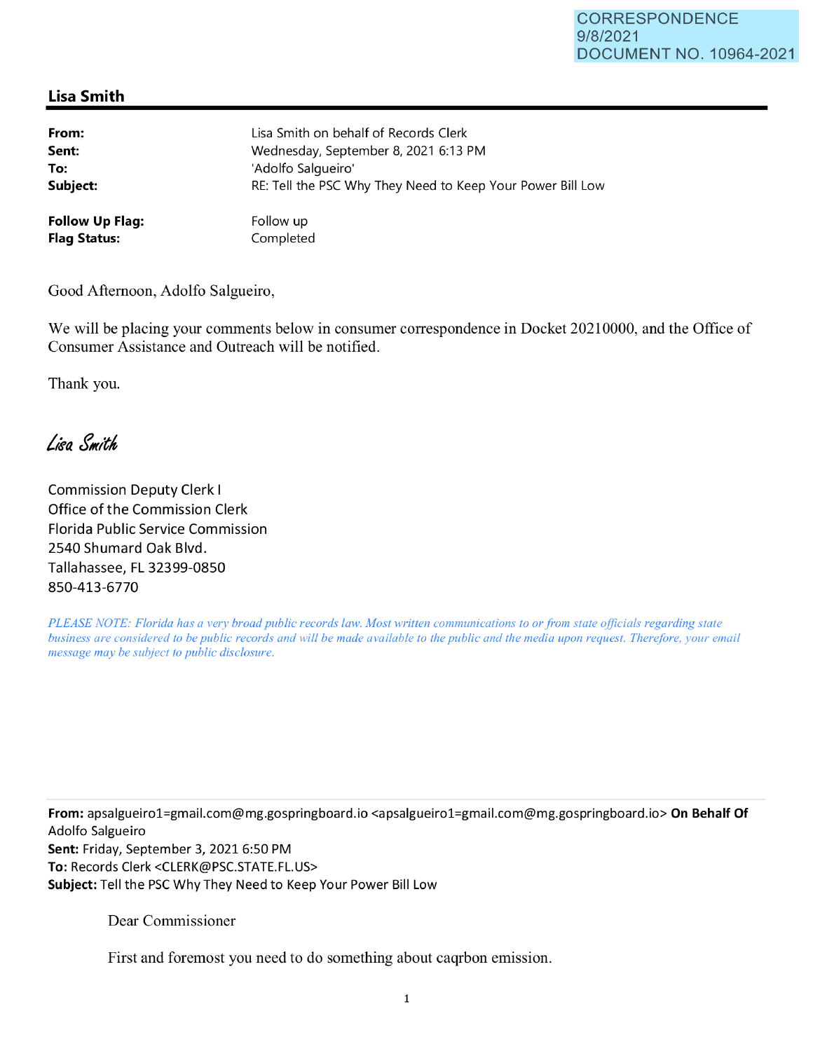CORRESPONDENCE
9/8/2021
DOCUMENT NO. 10964-2021

## Lisa Smith

| | |
|---|---|
| **From:** | Lisa Smith on behalf of Records Clerk |
| **Sent:** | Wednesday, September 8, 2021 6:13 PM |
| **To:** | 'Adolfo Salgueiro' |
| **Subject:** | RE: Tell the PSC Why They Need to Keep Your Power Bill Low |
| **Follow Up Flag:** | Follow up |
| **Flag Status:** | Completed |

Good Afternoon, Adolfo Salgueiro,

We will be placing your comments below in consumer correspondence in Docket 20210000, and the Office of Consumer Assistance and Outreach will be notified.

Thank you.

*Lisa Smith*

Commission Deputy Clerk I
Office of the Commission Clerk
Florida Public Service Commission
2540 Shumard Oak Blvd.
Tallahassee, FL 32399-0850
850-413-6770

*PLEASE NOTE: Florida has a very broad public records law. Most written communications to or from state officials regarding state business are considered to be public records and will be made available to the public and the media upon request. Therefore, your email message may be subject to public disclosure.*

---

**From:** apsalgueiro1=gmail.com@mg.gospringboard.io <apsalgueiro1=gmail.com@mg.gospringboard.io> **On Behalf Of** Adolfo Salgueiro
**Sent:** Friday, September 3, 2021 6:50 PM
**To:** Records Clerk <CLERK@PSC.STATE.FL.US>
**Subject:** Tell the PSC Why They Need to Keep Your Power Bill Low

Dear Commissioner

First and foremost you need to do something about caqrbon emission.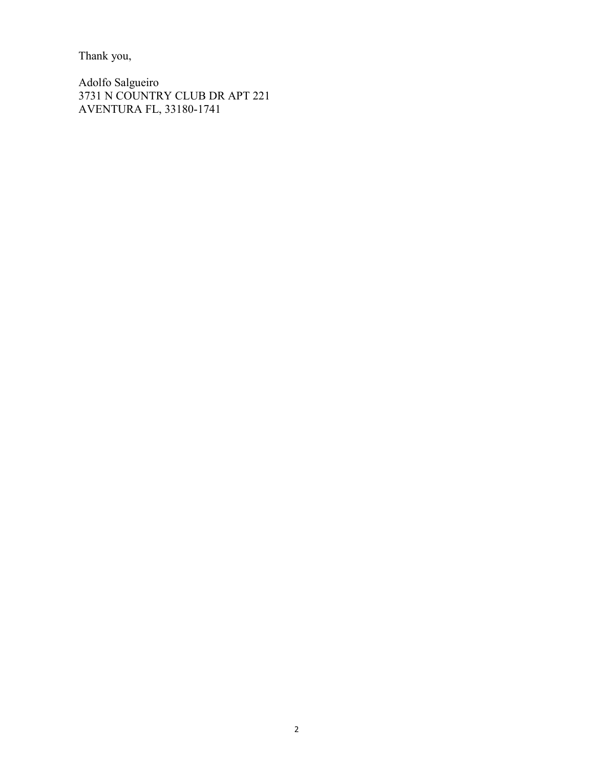Thank you,

Adolfo Salgueiro  
3731 N COUNTRY CLUB DR APT 221  
AVENTURA FL, 33180-1741